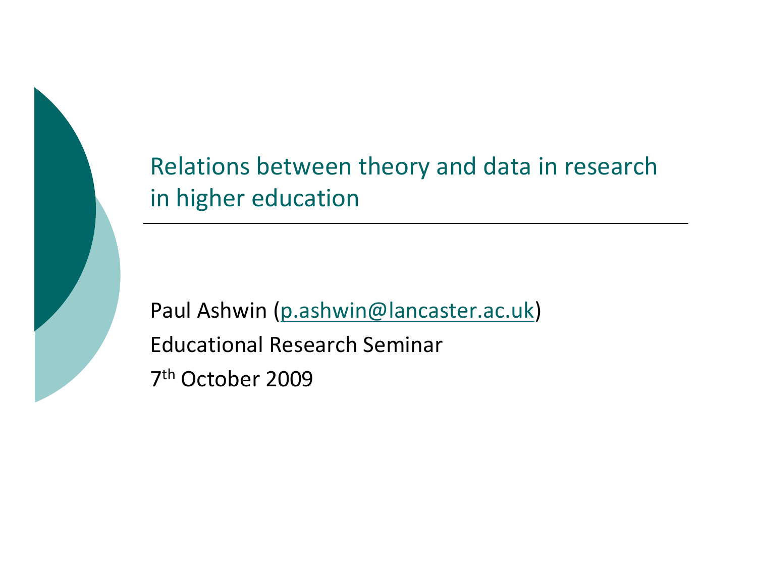# Relations between theory and data in research in higher education

Paul Ashwin (p.ashwin@lancaster.ac.uk)

Educational Research Seminar

7th October 2009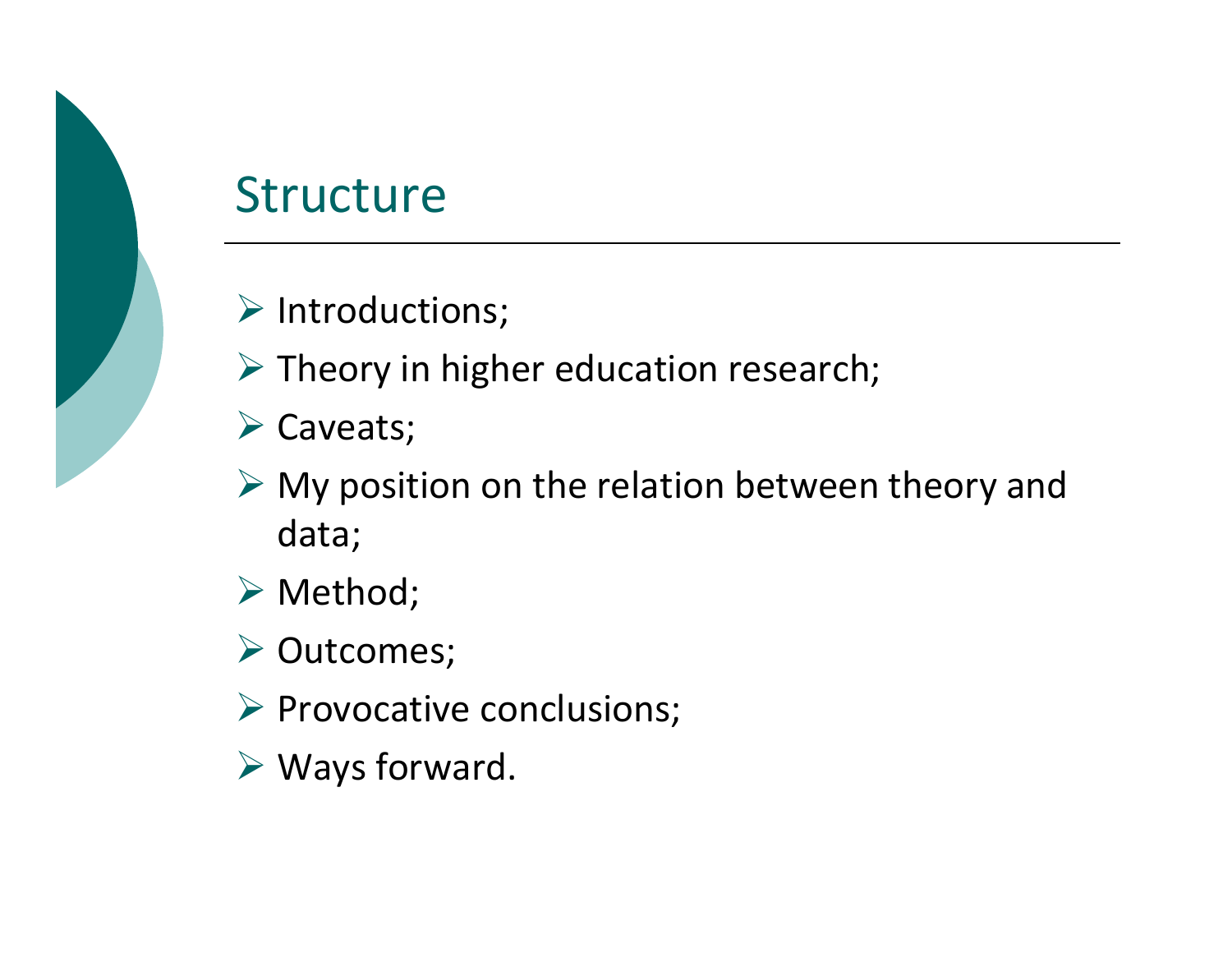## Structure

- Introductions;
- Theory in higher education research;
- Caveats;
- My position on the relation between theory and data;
- Method;
- Outcomes;
- Provocative conclusions;
- Ways forward.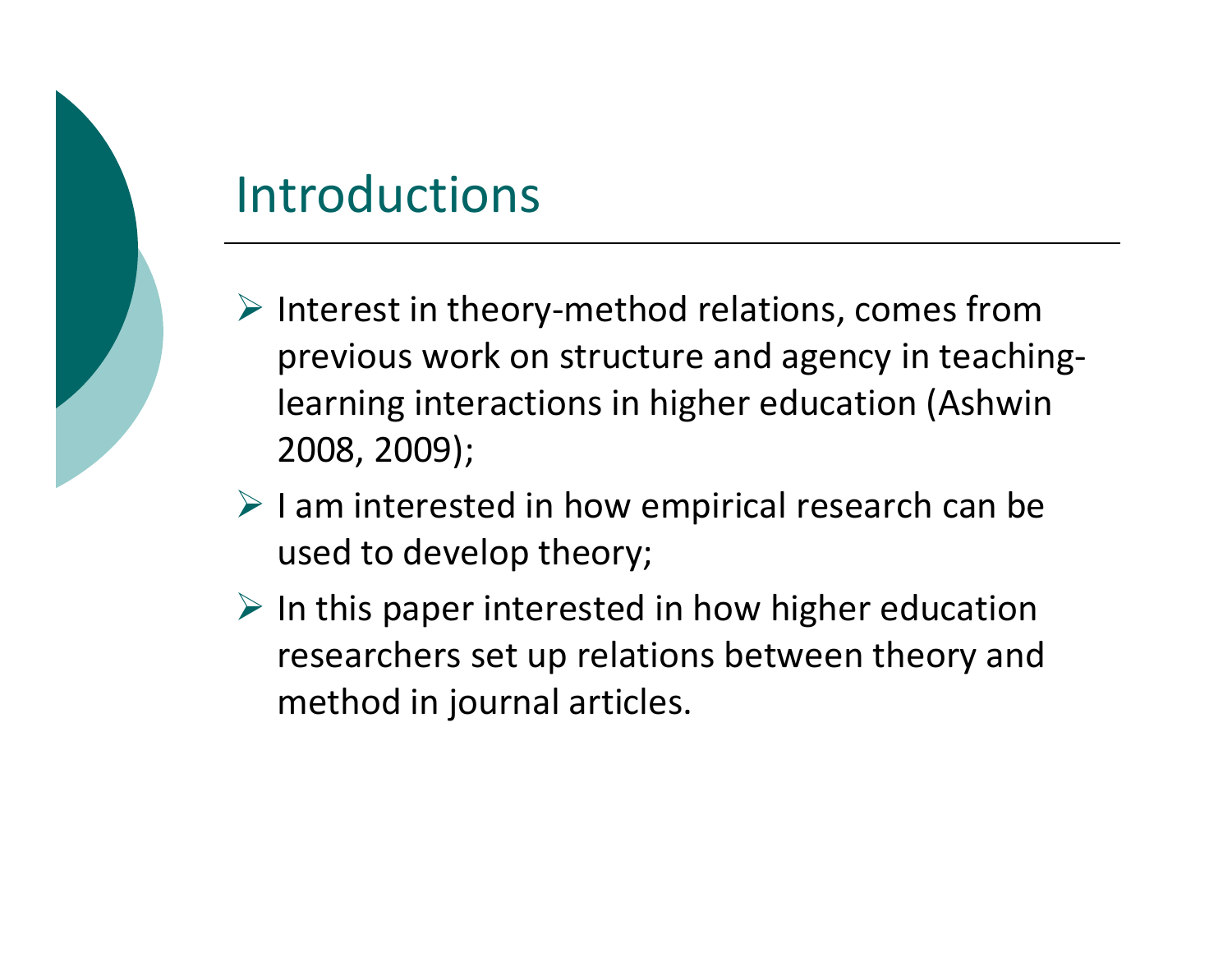# Introductions

- Interest in theory-method relations, comes from previous work on structure and agency in teaching-learning interactions in higher education (Ashwin 2008, 2009);
- I am interested in how empirical research can be used to develop theory;
- In this paper interested in how higher education researchers set up relations between theory and method in journal articles.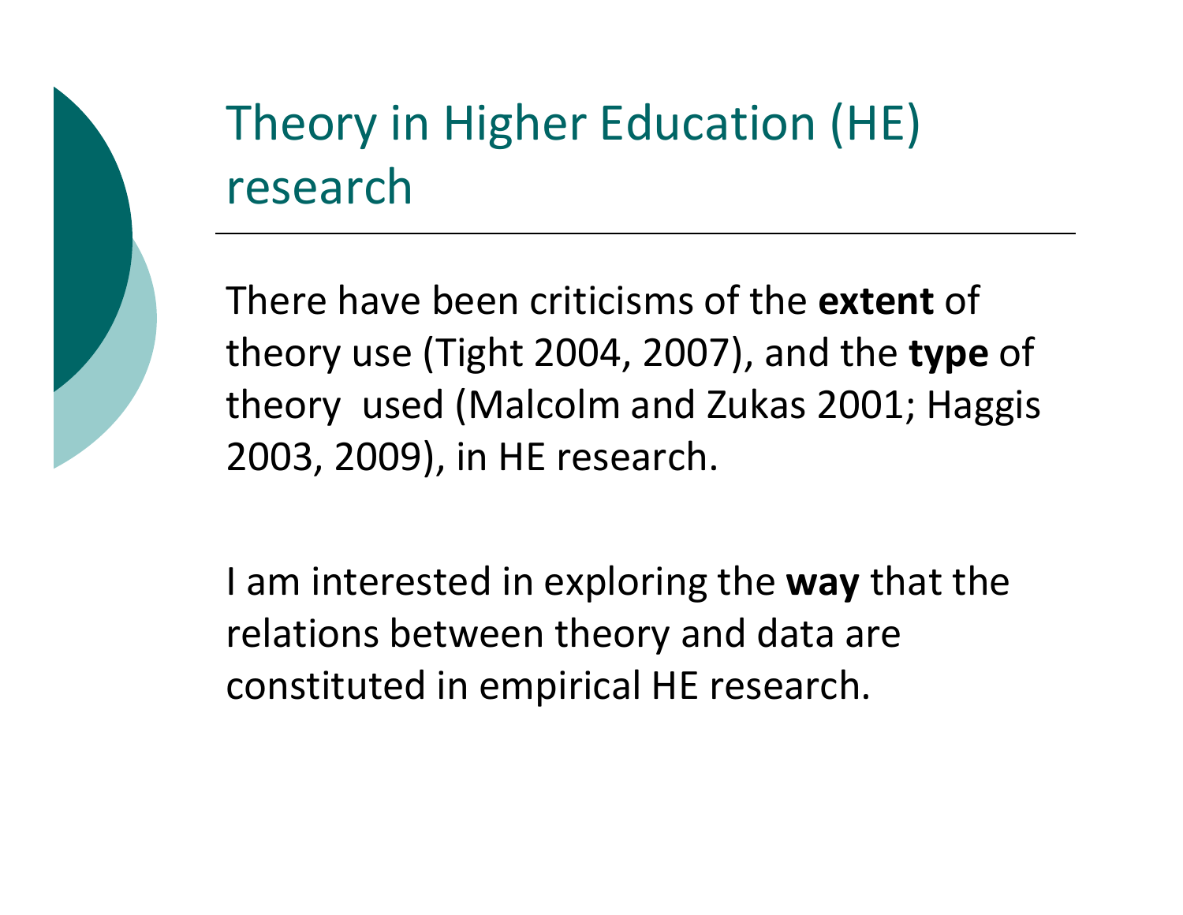# Theory in Higher Education (HE) research

There have been criticisms of the **extent** of theory use (Tight 2004, 2007), and the **type** of theory used (Malcolm and Zukas 2001; Haggis 2003, 2009), in HE research.

I am interested in exploring the **way** that the relations between theory and data are constituted in empirical HE research.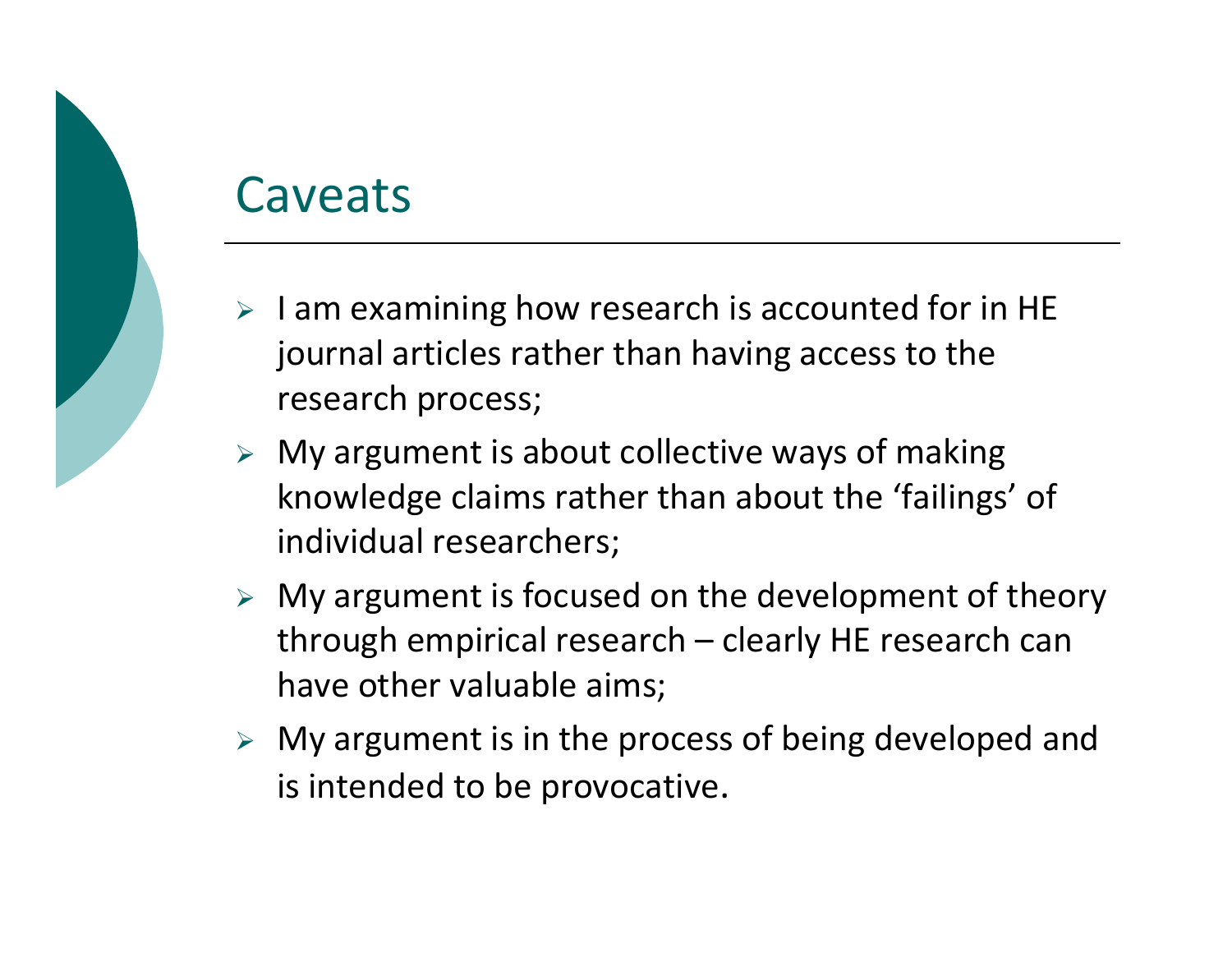# Caveats

- I am examining how research is accounted for in HE journal articles rather than having access to the research process;
- My argument is about collective ways of making knowledge claims rather than about the 'failings' of individual researchers;
- My argument is focused on the development of theory through empirical research – clearly HE research can have other valuable aims;
- My argument is in the process of being developed and is intended to be provocative.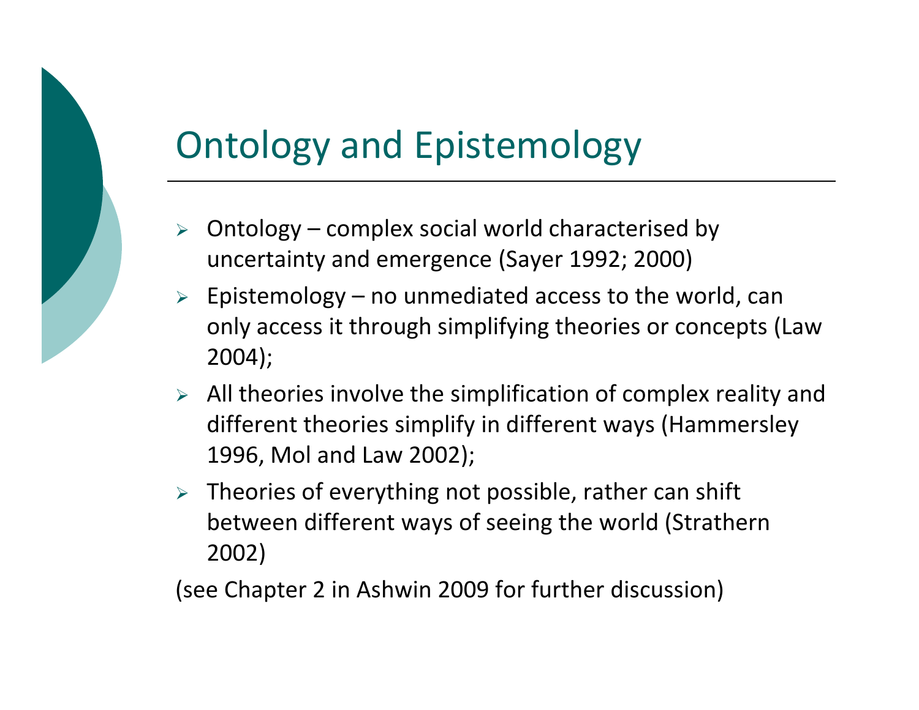# Ontology and Epistemology

- Ontology – complex social world characterised by uncertainty and emergence (Sayer 1992; 2000)
- Epistemology – no unmediated access to the world, can only access it through simplifying theories or concepts (Law 2004);
- All theories involve the simplification of complex reality and different theories simplify in different ways (Hammersley 1996, Mol and Law 2002);
- Theories of everything not possible, rather can shift between different ways of seeing the world (Strathern 2002)

(see Chapter 2 in Ashwin 2009 for further discussion)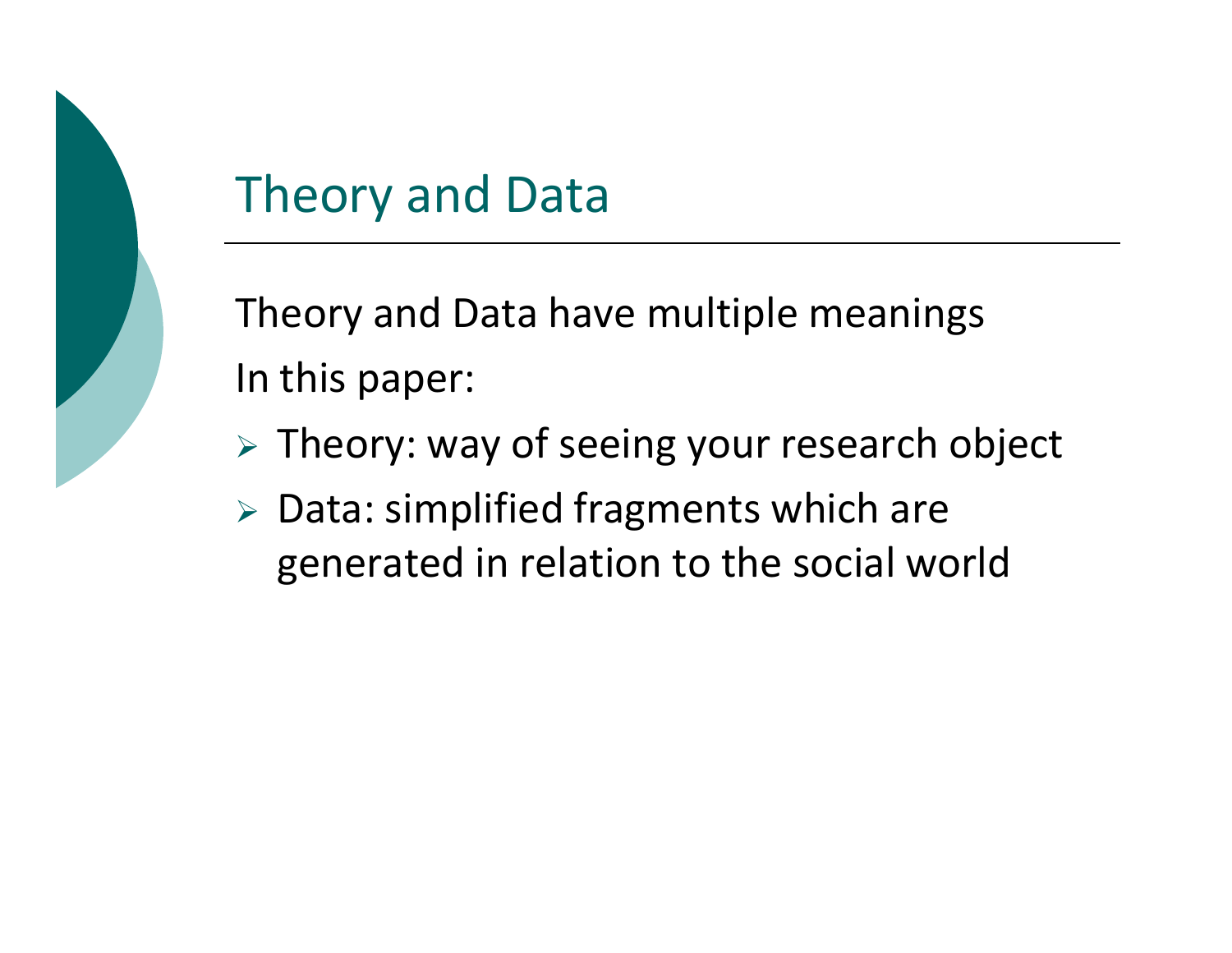# Theory and Data

Theory and Data have multiple meanings

In this paper:

- Theory: way of seeing your research object
- Data: simplified fragments which are generated in relation to the social world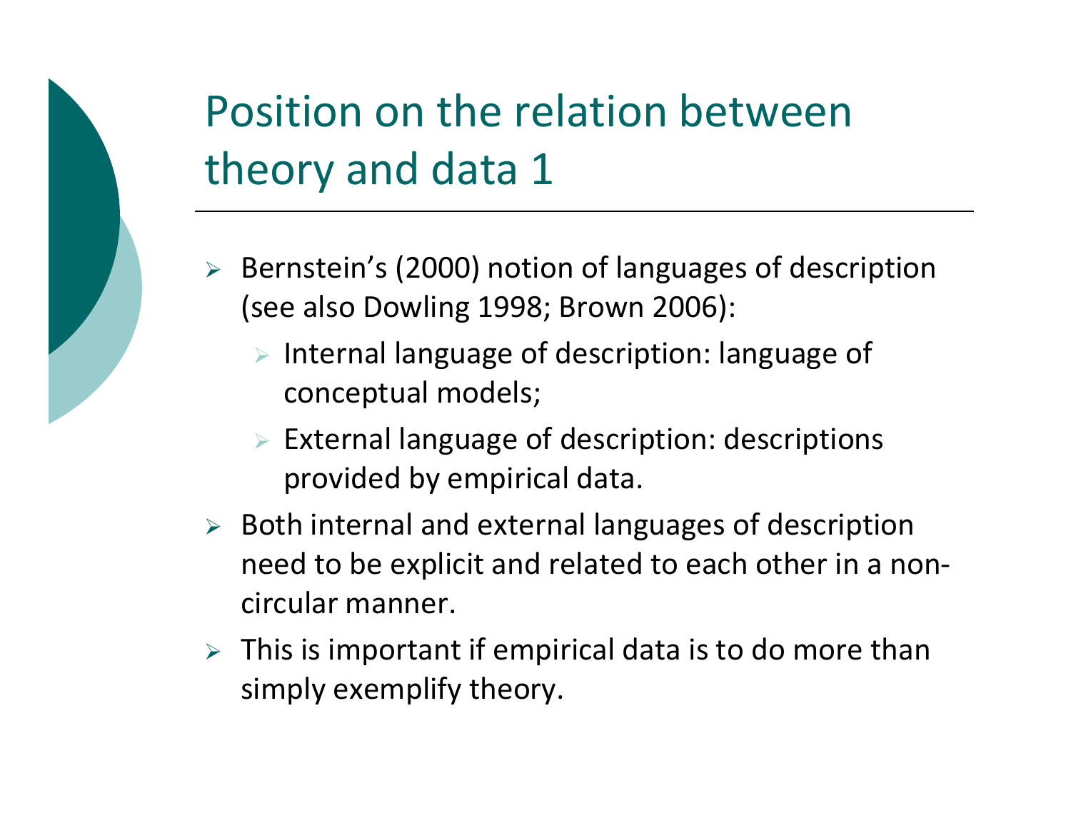# Position on the relation between theory and data 1

- Bernstein's (2000) notion of languages of description (see also Dowling 1998; Brown 2006):
  - Internal language of description: language of conceptual models;
  - External language of description: descriptions provided by empirical data.
- Both internal and external languages of description need to be explicit and related to each other in a non-circular manner.
- This is important if empirical data is to do more than simply exemplify theory.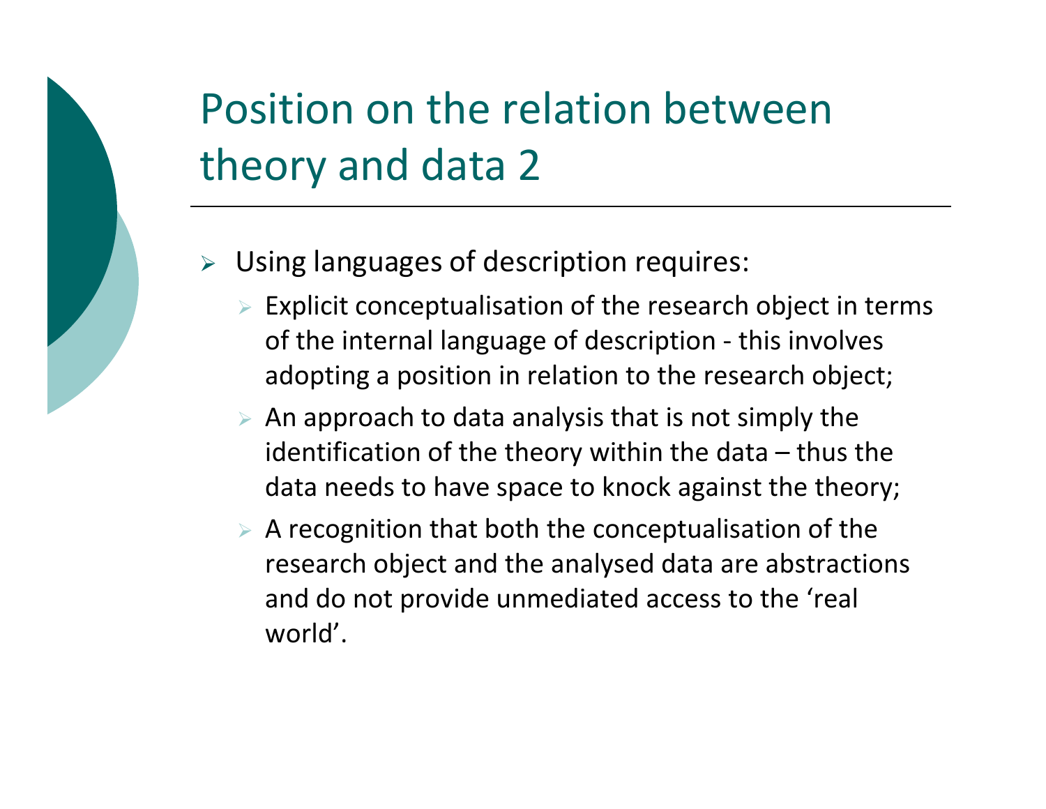# Position on the relation between theory and data 2

- Using languages of description requires:
  - Explicit conceptualisation of the research object in terms of the internal language of description - this involves adopting a position in relation to the research object;
  - An approach to data analysis that is not simply the identification of the theory within the data – thus the data needs to have space to knock against the theory;
  - A recognition that both the conceptualisation of the research object and the analysed data are abstractions and do not provide unmediated access to the 'real world'.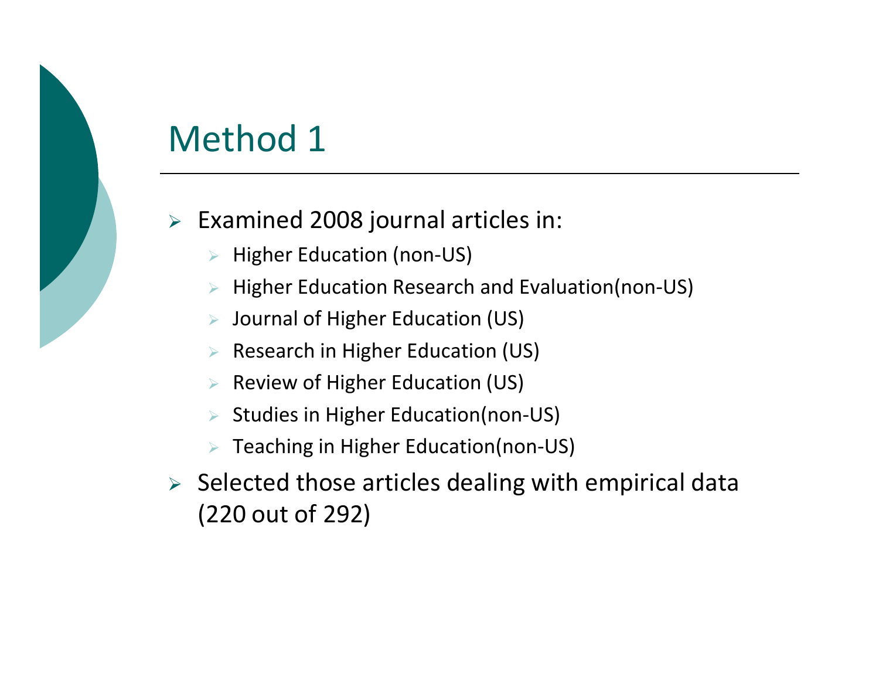# Method 1

- Examined 2008 journal articles in:
  - Higher Education (non-US)
  - Higher Education Research and Evaluation(non-US)
  - Journal of Higher Education (US)
  - Research in Higher Education (US)
  - Review of Higher Education (US)
  - Studies in Higher Education(non-US)
  - Teaching in Higher Education(non-US)
- Selected those articles dealing with empirical data (220 out of 292)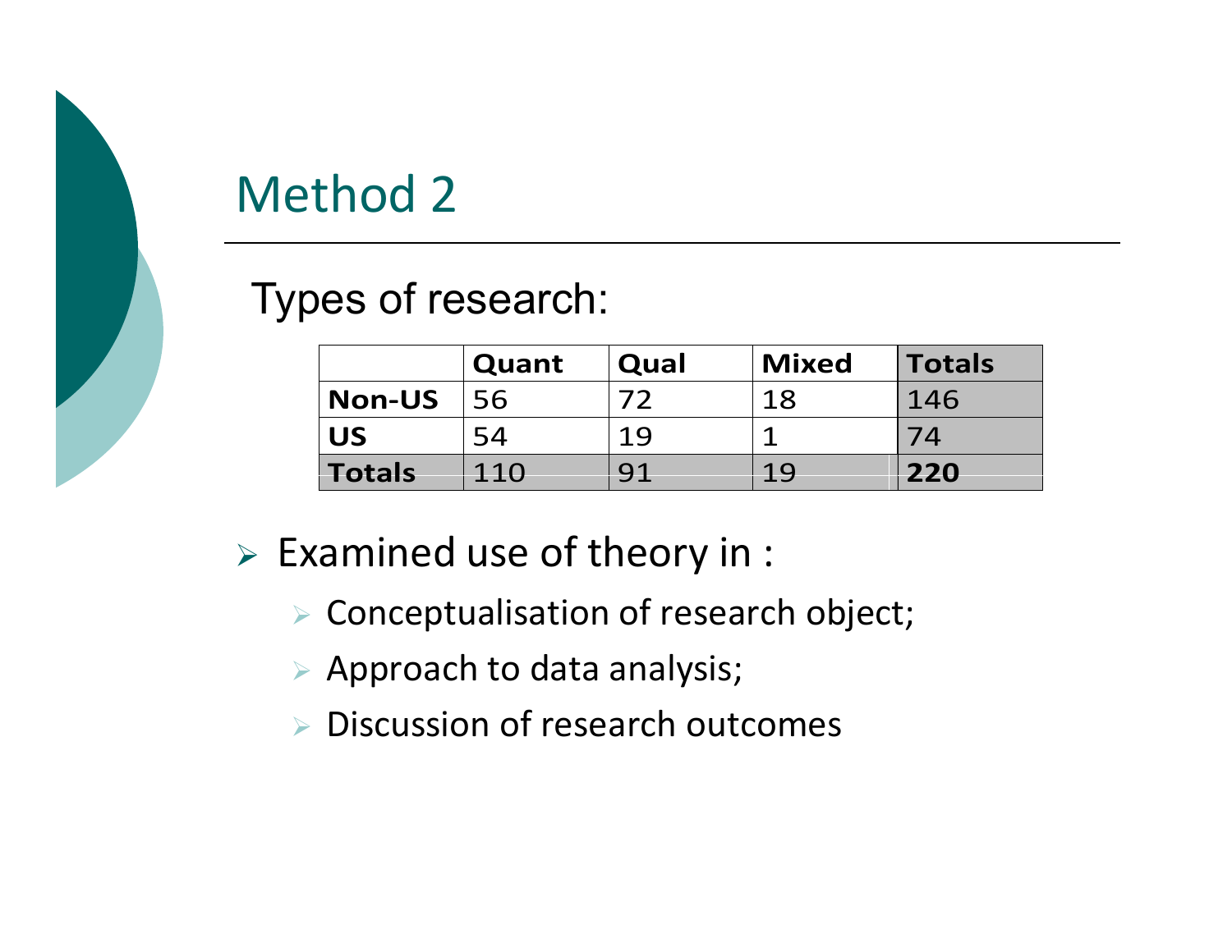# Method 2

Types of research:

| | Quant | Qual | Mixed | Totals |
|---|---|---|---|---|
| **Non-US** | 56 | 72 | 18 | 146 |
| **US** | 54 | 19 | 1 | 74 |
| **Totals** | 110 | 91 | 19 | **220** |

- Examined use of theory in :
  - Conceptualisation of research object;
  - Approach to data analysis;
  - Discussion of research outcomes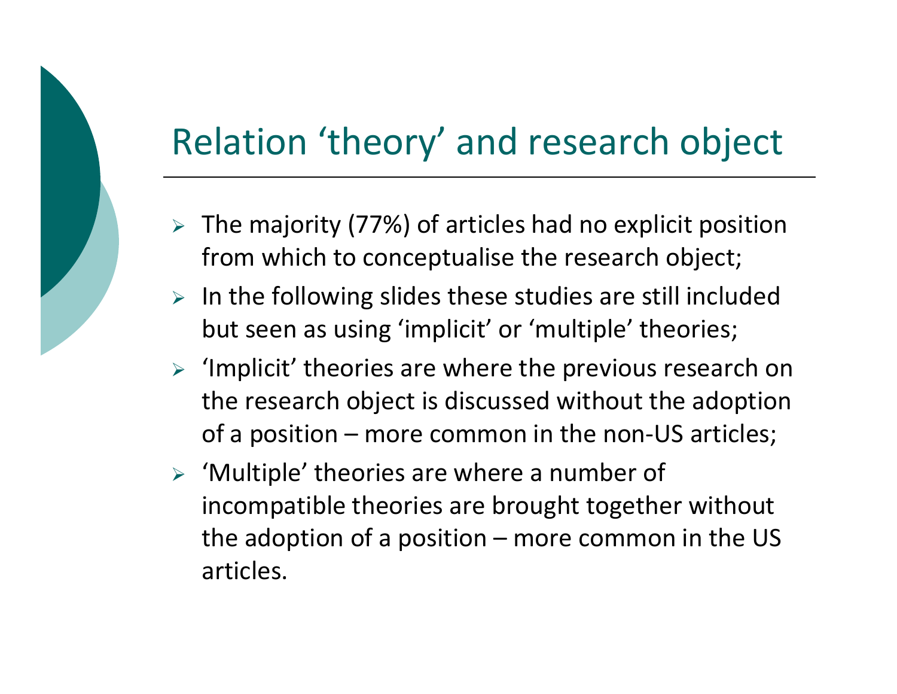# Relation ‘theory’ and research object

- The majority (77%) of articles had no explicit position from which to conceptualise the research object;
- In the following slides these studies are still included but seen as using ‘implicit’ or ‘multiple’ theories;
- ‘Implicit’ theories are where the previous research on the research object is discussed without the adoption of a position – more common in the non-US articles;
- ‘Multiple’ theories are where a number of incompatible theories are brought together without the adoption of a position – more common in the US articles.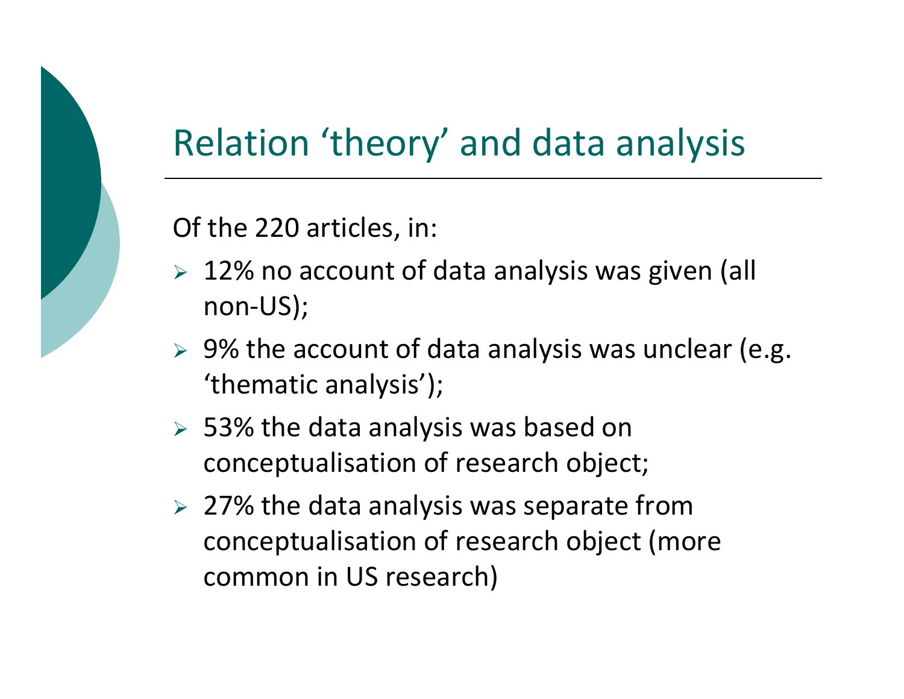# Relation 'theory' and data analysis

Of the 220 articles, in:

- 12% no account of data analysis was given (all non-US);
- 9% the account of data analysis was unclear (e.g. 'thematic analysis');
- 53% the data analysis was based on conceptualisation of research object;
- 27% the data analysis was separate from conceptualisation of research object (more common in US research)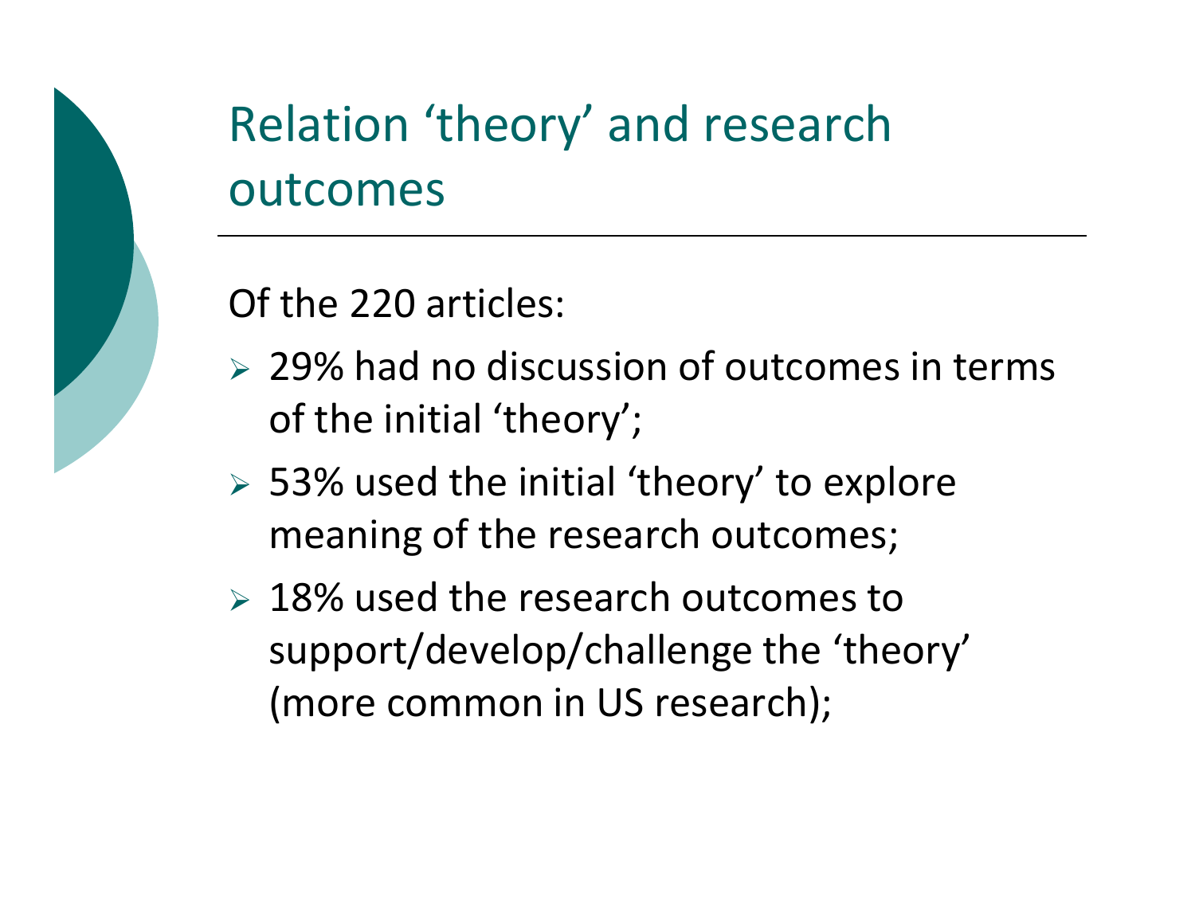# Relation 'theory' and research outcomes

Of the 220 articles:

- 29% had no discussion of outcomes in terms of the initial 'theory';
- 53% used the initial 'theory' to explore meaning of the research outcomes;
- 18% used the research outcomes to support/develop/challenge the 'theory' (more common in US research);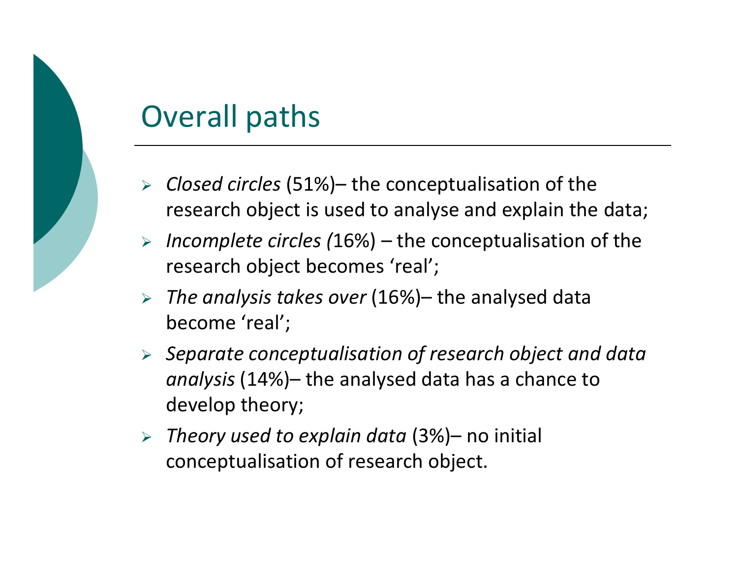# Overall paths

- *Closed circles* (51%)– the conceptualisation of the research object is used to analyse and explain the data;
- *Incomplete circles (*16%) – the conceptualisation of the research object becomes ‘real’;
- *The analysis takes over* (16%)– the analysed data become ‘real’;
- *Separate conceptualisation of research object and data analysis* (14%)– the analysed data has a chance to develop theory;
- *Theory used to explain data* (3%)– no initial conceptualisation of research object.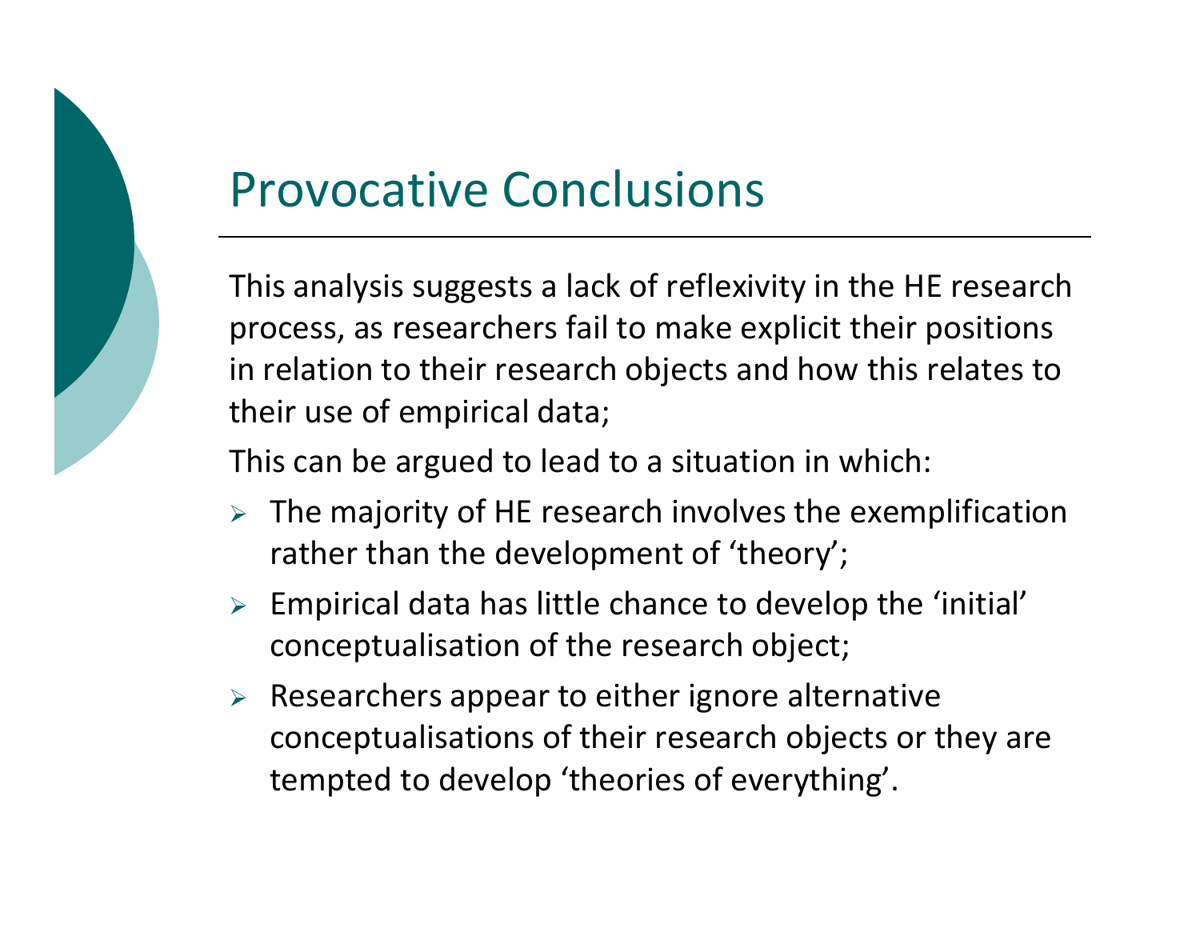# Provocative Conclusions

This analysis suggests a lack of reflexivity in the HE research process, as researchers fail to make explicit their positions in relation to their research objects and how this relates to their use of empirical data;

This can be argued to lead to a situation in which:

- The majority of HE research involves the exemplification rather than the development of 'theory';
- Empirical data has little chance to develop the 'initial' conceptualisation of the research object;
- Researchers appear to either ignore alternative conceptualisations of their research objects or they are tempted to develop 'theories of everything'.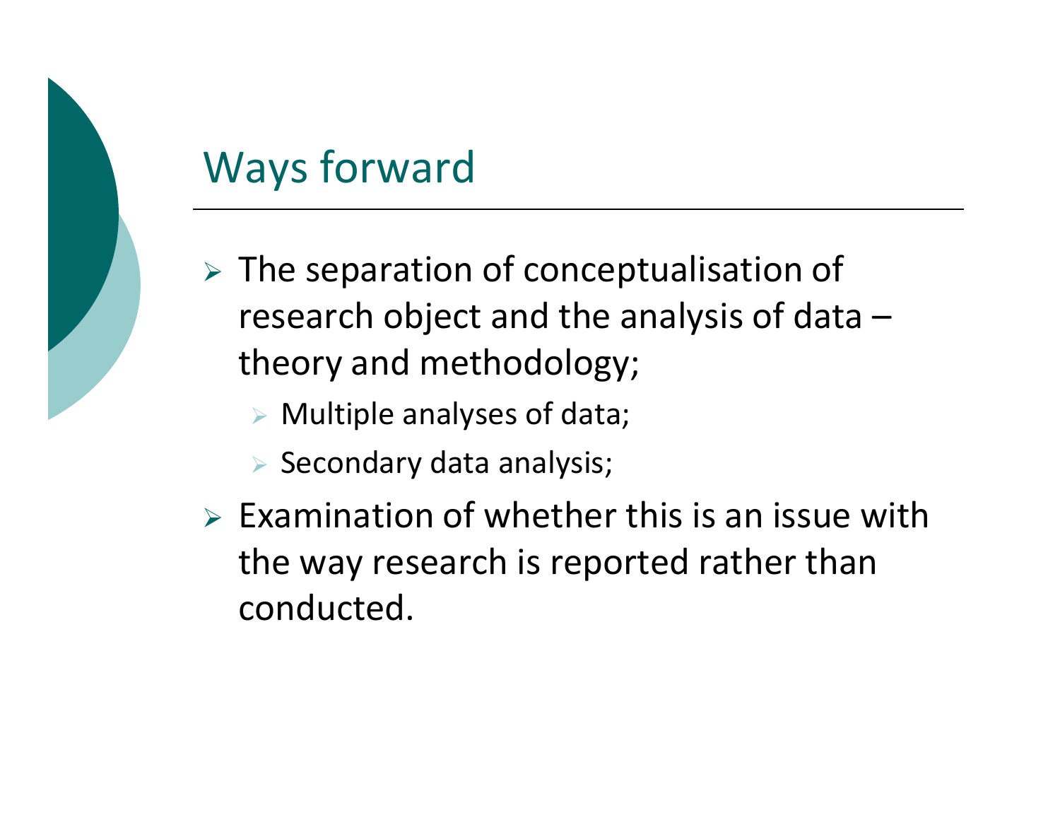## Ways forward

- The separation of conceptualisation of research object and the analysis of data – theory and methodology;
  - Multiple analyses of data;
  - Secondary data analysis;
- Examination of whether this is an issue with the way research is reported rather than conducted.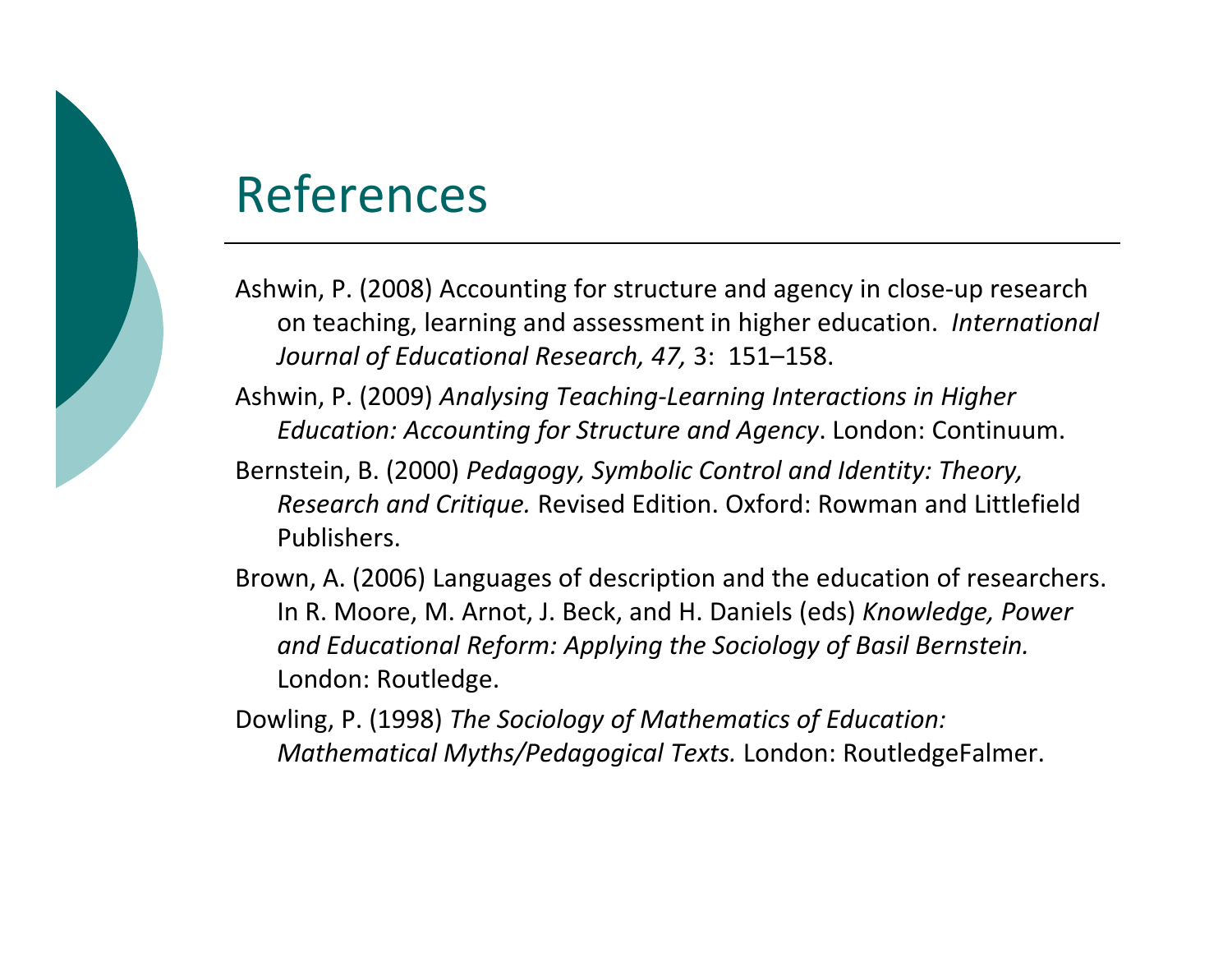# References

Ashwin, P. (2008) Accounting for structure and agency in close-up research on teaching, learning and assessment in higher education. *International Journal of Educational Research, 47,* 3: 151–158.

Ashwin, P. (2009) *Analysing Teaching-Learning Interactions in Higher Education: Accounting for Structure and Agency*. London: Continuum.

Bernstein, B. (2000) *Pedagogy, Symbolic Control and Identity: Theory, Research and Critique.* Revised Edition. Oxford: Rowman and Littlefield Publishers.

Brown, A. (2006) Languages of description and the education of researchers. In R. Moore, M. Arnot, J. Beck, and H. Daniels (eds) *Knowledge, Power and Educational Reform: Applying the Sociology of Basil Bernstein.* London: Routledge.

Dowling, P. (1998) *The Sociology of Mathematics of Education: Mathematical Myths/Pedagogical Texts.* London: RoutledgeFalmer.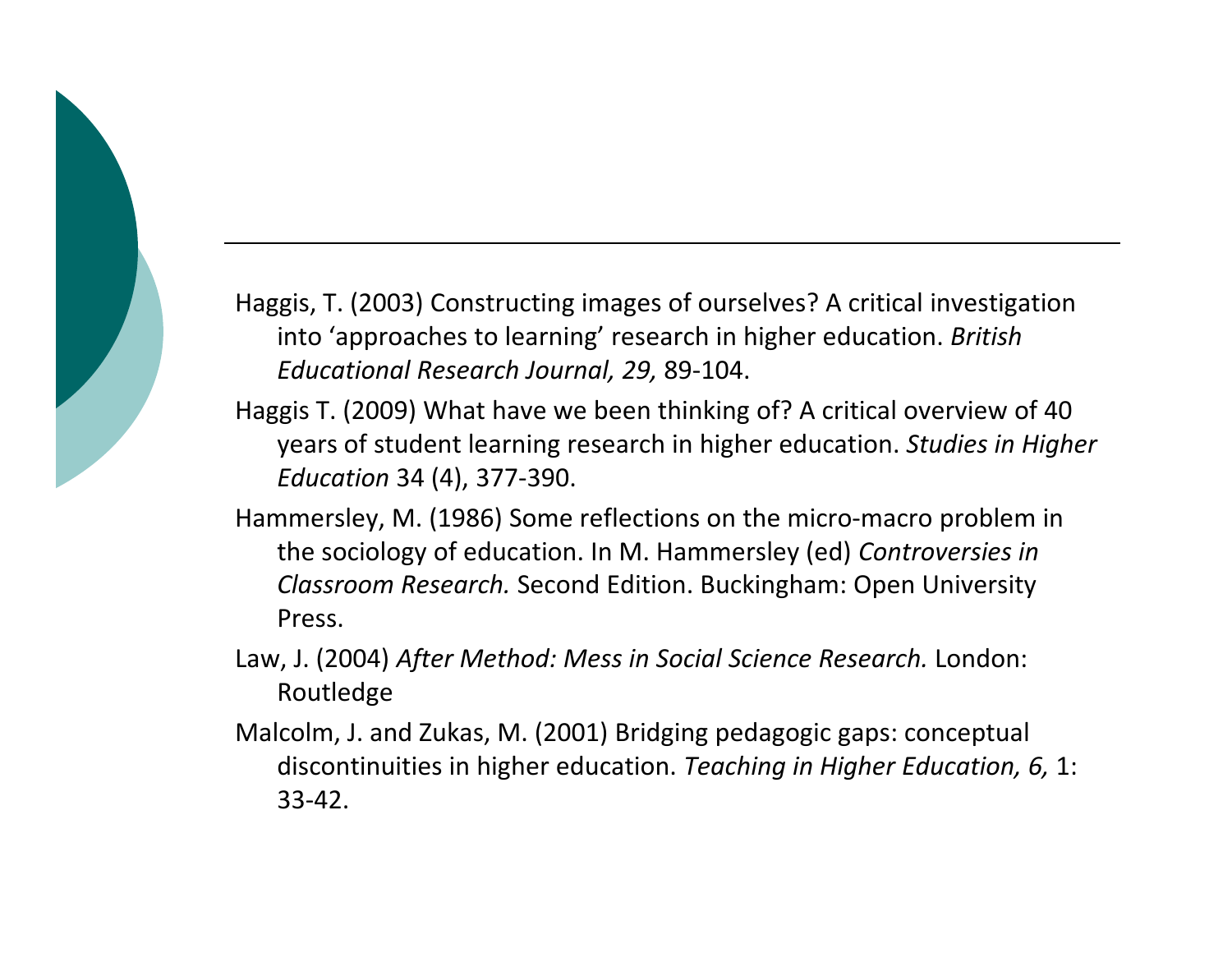Haggis, T. (2003) Constructing images of ourselves? A critical investigation into 'approaches to learning' research in higher education. *British Educational Research Journal, 29,* 89-104.

Haggis T. (2009) What have we been thinking of? A critical overview of 40 years of student learning research in higher education. *Studies in Higher Education* 34 (4), 377-390.

Hammersley, M. (1986) Some reflections on the micro-macro problem in the sociology of education. In M. Hammersley (ed) *Controversies in Classroom Research.* Second Edition. Buckingham: Open University Press.

Law, J. (2004) *After Method: Mess in Social Science Research.* London: Routledge

Malcolm, J. and Zukas, M. (2001) Bridging pedagogic gaps: conceptual discontinuities in higher education. *Teaching in Higher Education, 6,* 1: 33-42.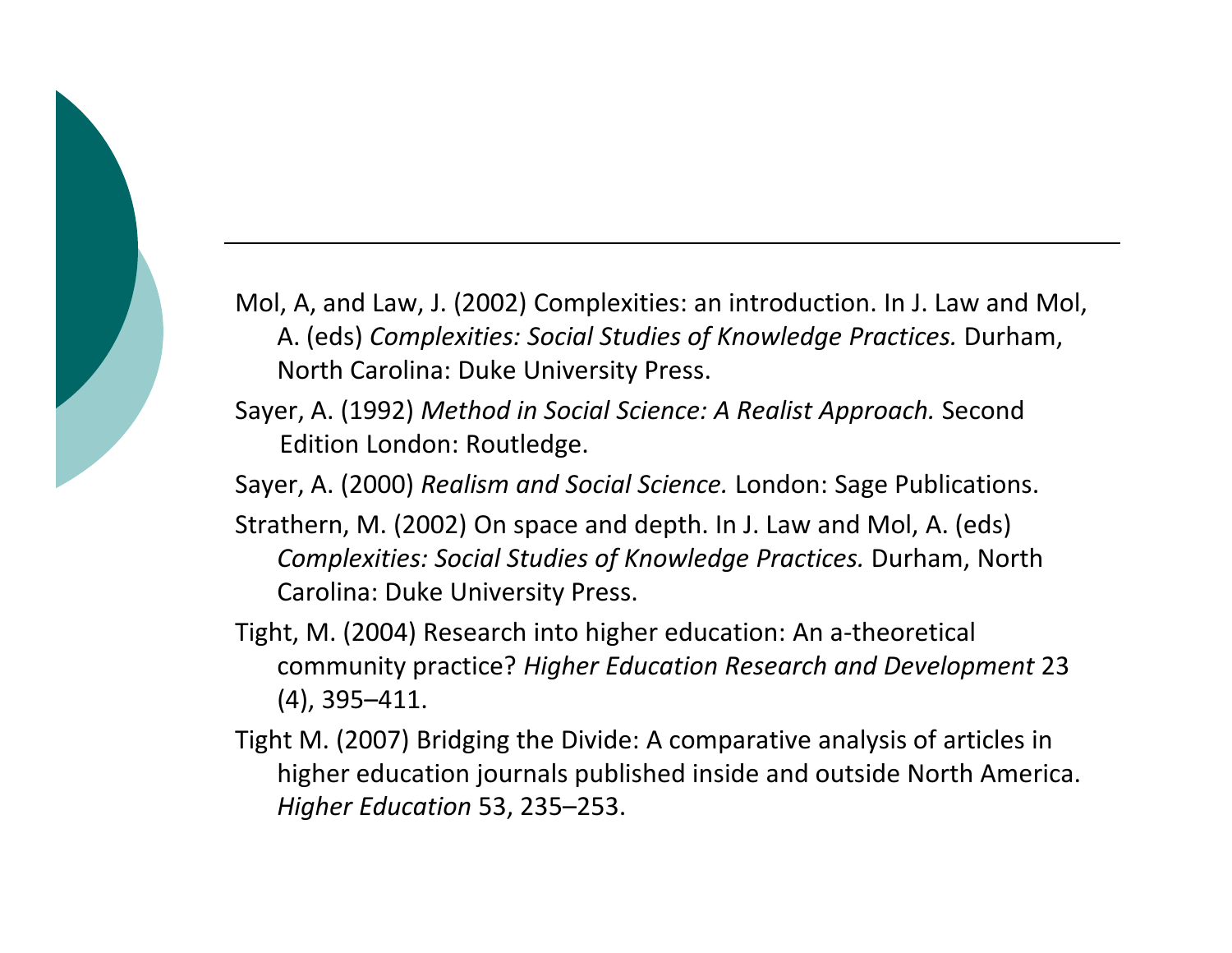Mol, A, and Law, J. (2002) Complexities: an introduction. In J. Law and Mol, A. (eds) *Complexities: Social Studies of Knowledge Practices.* Durham, North Carolina: Duke University Press.

Sayer, A. (1992) *Method in Social Science: A Realist Approach.* Second Edition London: Routledge.

Sayer, A. (2000) *Realism and Social Science.* London: Sage Publications.

Strathern, M. (2002) On space and depth. In J. Law and Mol, A. (eds) *Complexities: Social Studies of Knowledge Practices.* Durham, North Carolina: Duke University Press.

Tight, M. (2004) Research into higher education: An a-theoretical community practice? *Higher Education Research and Development* 23 (4), 395–411.

Tight M. (2007) Bridging the Divide: A comparative analysis of articles in higher education journals published inside and outside North America. *Higher Education* 53, 235–253.